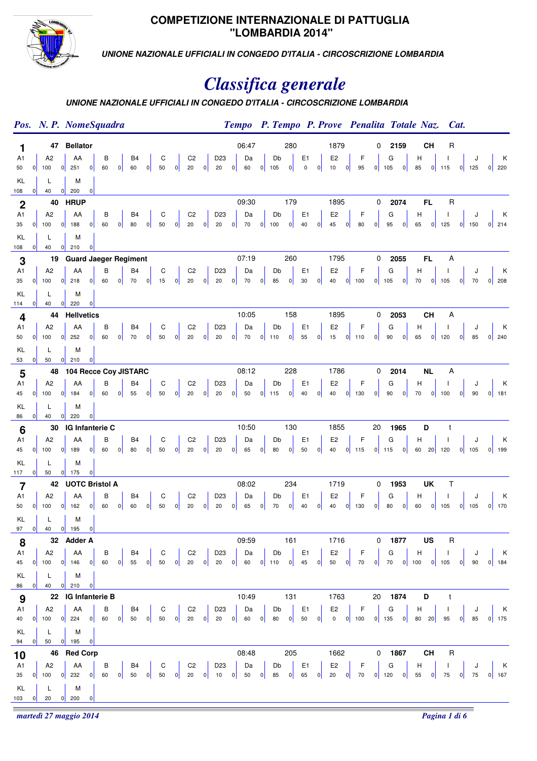# COMPETIZIONE INTERNAZIONALE DI PATTUGLIA "LOMBARDIA 2014"

***UNIONE NAZIONALE UFFICIALI IN CONGEDO D'ITALIA - CIRCOSCRIZIONE LOMBARDIA***

## *Classifica generale*

***UNIONE NAZIONALE UFFICIALI IN CONGEDO D'ITALIA - CIRCOSCRIZIONE LOMBARDIA***

| Pos. | N. P. | NomeSquadra | Tempo | P. Tempo | P. Prove | Penalita | Totale | Naz. | Cat. |
|---|---|---|---|---|---|---|---|---|---|
| 1 | 47 | Bellator | 06:47 | 280 | 1879 | 0 | 2159 | CH | R |
| 2 | 40 | HRUP | 09:30 | 179 | 1895 | 0 | 2074 | FL | R |
| 3 | 19 | Guard Jaeger Regiment | 07:19 | 260 | 1795 | 0 | 2055 | FL | A |
| 4 | 44 | Hellvetics | 10:05 | 158 | 1895 | 0 | 2053 | CH | A |
| 5 | 48 | 104 Recce Coy JISTARC | 08:12 | 228 | 1786 | 0 | 2014 | NL | A |
| 6 | 30 | IG Infanterie C | 10:50 | 130 | 1855 | 20 | 1965 | D | t |
| 7 | 42 | UOTC Bristol A | 08:02 | 234 | 1719 | 0 | 1953 | UK | T |
| 8 | 32 | Adder A | 09:59 | 161 | 1716 | 0 | 1877 | US | R |
| 9 | 22 | IG Infanterie B | 10:49 | 131 | 1763 | 20 | 1874 | D | t |
| 10 | 46 | Red Corp | 08:48 | 205 | 1662 | 0 | 1867 | CH | R |

Dettaglio prove (punti / penalità):

| Pos. | A1 | A2 | AA | B | B4 | C | C2 | D23 | Da | Db | E1 | E2 | F | G | H | I | J | K | KL | L | M |
|---|---|---|---|---|---|---|---|---|---|---|---|---|---|---|---|---|---|---|---|---|---|
| 1 | 50 / 0 | 100 / 0 | 251 / 0 | 60 / 0 | 60 / 0 | 50 / 0 | 20 / 0 | 20 / 0 | 60 / 0 | 105 / 0 | 0 / 0 | 10 / 0 | 95 / 0 | 105 / 0 | 85 / 0 | 115 / 0 | 125 / 0 | 220 | 108 / 0 | 40 / 0 | 200 / 0 |
| 2 | 35 / 0 | 100 / 0 | 188 / 0 | 60 / 0 | 80 / 0 | 50 / 0 | 20 / 0 | 20 / 0 | 70 / 0 | 100 / 0 | 40 / 0 | 45 / 0 | 80 / 0 | 95 / 0 | 65 / 0 | 125 / 0 | 150 / 0 | 214 | 108 / 0 | 40 / 0 | 210 / 0 |
| 3 | 35 / 0 | 100 / 0 | 218 / 0 | 60 / 0 | 70 / 0 | 15 / 0 | 20 / 0 | 20 / 0 | 70 / 0 | 85 / 0 | 30 / 0 | 40 / 0 | 100 / 0 | 105 / 0 | 70 / 0 | 105 / 0 | 70 / 0 | 208 | 114 / 0 | 40 / 0 | 220 / 0 |
| 4 | 50 / 0 | 100 / 0 | 252 / 0 | 60 / 0 | 70 / 0 | 50 / 0 | 20 / 0 | 20 / 0 | 70 / 0 | 110 / 0 | 55 / 0 | 15 / 0 | 110 / 0 | 90 / 0 | 65 / 0 | 120 / 0 | 85 / 0 | 240 | 53 / 0 | 50 / 0 | 210 / 0 |
| 5 | 45 / 0 | 100 / 0 | 184 / 0 | 60 / 0 | 55 / 0 | 50 / 0 | 20 / 0 | 20 / 0 | 50 / 0 | 115 / 0 | 40 / 0 | 40 / 0 | 130 / 0 | 90 / 0 | 70 / 0 | 100 / 0 | 90 / 0 | 181 | 86 / 0 | 40 / 0 | 220 / 0 |
| 6 | 45 / 0 | 100 / 0 | 189 / 0 | 60 / 0 | 80 / 0 | 50 / 0 | 20 / 0 | 20 / 0 | 65 / 0 | 80 / 0 | 50 / 0 | 40 / 0 | 115 / 0 | 115 / 0 | 60 / 20 | 120 / 0 | 105 / 0 | 199 | 117 / 0 | 50 / 0 | 175 / 0 |
| 7 | 50 / 0 | 100 / 0 | 162 / 0 | 60 / 0 | 60 / 0 | 50 / 0 | 20 / 0 | 20 / 0 | 65 / 0 | 70 / 0 | 40 / 0 | 40 / 0 | 130 / 0 | 80 / 0 | 60 / 0 | 105 / 0 | 105 / 0 | 170 | 97 / 0 | 40 / 0 | 195 / 0 |
| 8 | 45 / 0 | 100 / 0 | 146 / 0 | 60 / 0 | 55 / 0 | 50 / 0 | 20 / 0 | 20 / 0 | 60 / 0 | 110 / 0 | 45 / 0 | 50 / 0 | 70 / 0 | 70 / 0 | 100 / 0 | 105 / 0 | 90 / 0 | 184 | 86 / 0 | 40 / 0 | 210 / 0 |
| 9 | 40 / 0 | 100 / 0 | 224 / 0 | 60 / 0 | 50 / 0 | 50 / 0 | 20 / 0 | 20 / 0 | 60 / 0 | 80 / 0 | 50 / 0 | 0 / 0 | 100 / 0 | 135 / 0 | 80 / 20 | 95 / 0 | 85 / 0 | 175 | 94 / 0 | 50 / 0 | 195 / 0 |
| 10 | 35 / 0 | 100 / 0 | 232 / 0 | 60 / 0 | 50 / 0 | 50 / 0 | 20 / 0 | 10 / 0 | 50 / 0 | 85 / 0 | 65 / 0 | 20 / 0 | 70 / 0 | 120 / 0 | 55 / 0 | 75 / 0 | 75 / 0 | 167 | 103 / 0 | 20 / 0 | 200 / 0 |

*martedì 27 maggio 2014*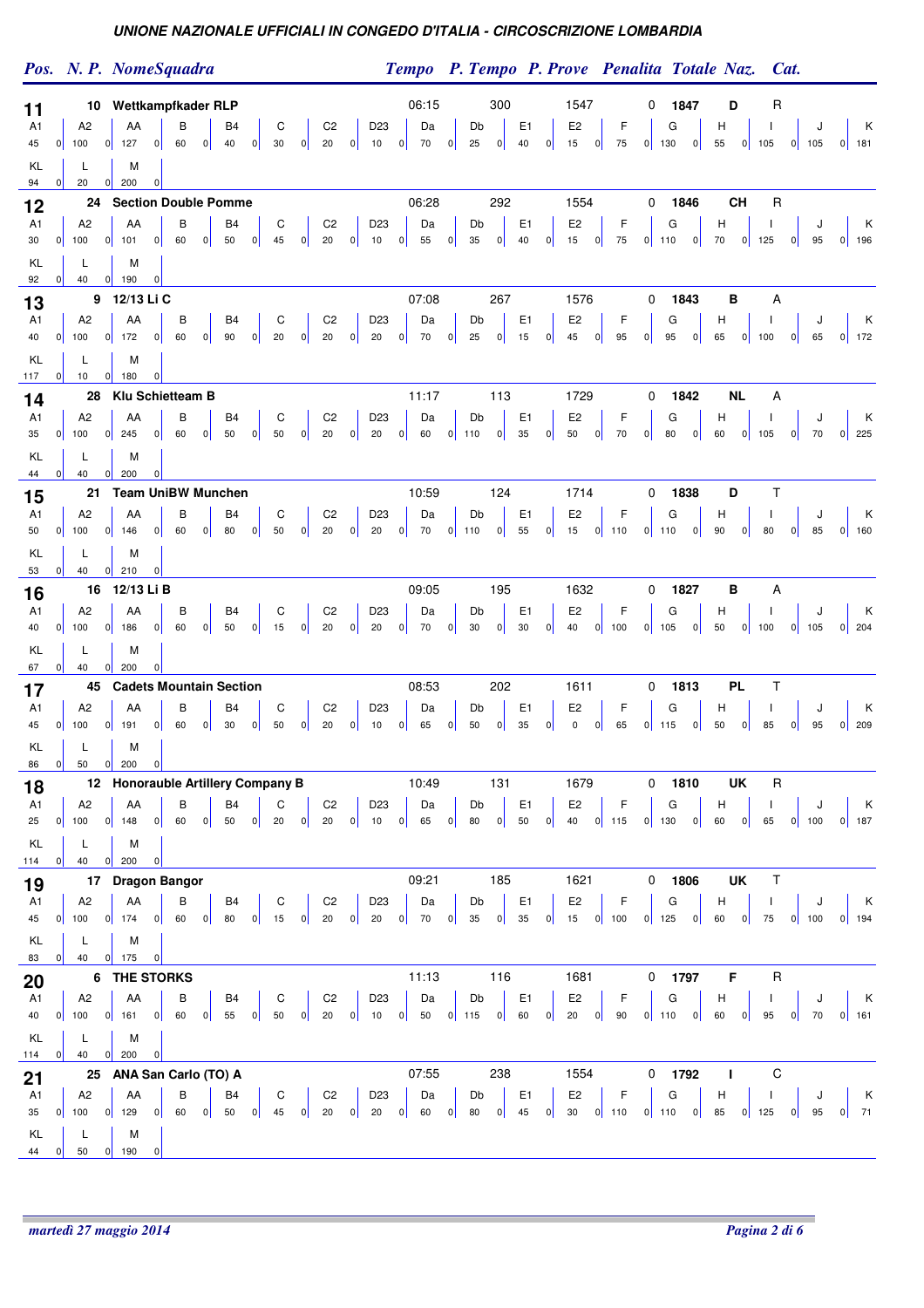**UNIONE NAZIONALE UFFICIALI IN CONGEDO D'ITALIA - CIRCOSCRIZIONE LOMBARDIA**

| Pos. | N. P. | NomeSquadra | Tempo | P. Tempo | P. Prove | Penalita | Totale | Naz. | Cat. |
|---|---|---|---|---|---|---|---|---|---|
| 11 | 10 | Wettkampfkader RLP | 06:15 | 300 | 1547 | 0 | 1847 | D | R |
| 12 | 24 | Section Double Pomme | 06:28 | 292 | 1554 | 0 | 1846 | CH | R |
| 13 | 9 | 12/13 Li C | 07:08 | 267 | 1576 | 0 | 1843 | B | A |
| 14 | 28 | Klu Schietteam B | 11:17 | 113 | 1729 | 0 | 1842 | NL | A |
| 15 | 21 | Team UniBW Munchen | 10:59 | 124 | 1714 | 0 | 1838 | D | T |
| 16 | 16 | 12/13 Li B | 09:05 | 195 | 1632 | 0 | 1827 | B | A |
| 17 | 45 | Cadets Mountain Section | 08:53 | 202 | 1611 | 0 | 1813 | PL | T |
| 18 | 12 | Honorauble Artillery Company B | 10:49 | 131 | 1679 | 0 | 1810 | UK | R |
| 19 | 17 | Dragon Bangor | 09:21 | 185 | 1621 | 0 | 1806 | UK | T |
| 20 | 6 | THE STORKS | 11:13 | 116 | 1681 | 0 | 1797 | F | R |
| 21 | 25 | ANA San Carlo (TO) A | 07:55 | 238 | 1554 | 0 | 1792 | I | C |

Dettaglio prove (punteggio / penalità):

| Pos. | A1 | A2 | AA | B | B4 | C | C2 | D23 | Da | Db | E1 | E2 | F | G | H | I | J | K | KL | L | M |
|---|---|---|---|---|---|---|---|---|---|---|---|---|---|---|---|---|---|---|---|---|---|
| 11 | 45 / 0 | 100 / 0 | 127 / 0 | 60 / 0 | 40 / 0 | 30 / 0 | 20 / 0 | 10 / 0 | 70 / 0 | 25 / 0 | 40 / 0 | 15 / 0 | 75 / 0 | 130 / 0 | 55 / 0 | 105 / 0 | 105 / 0 | 181 | 94 / 0 | 20 / 0 | 200 / 0 |
| 12 | 30 / 0 | 100 / 0 | 101 / 0 | 60 / 0 | 50 / 0 | 45 / 0 | 20 / 0 | 10 / 0 | 55 / 0 | 35 / 0 | 40 / 0 | 15 / 0 | 75 / 0 | 110 / 0 | 70 / 0 | 125 / 0 | 95 / 0 | 196 | 92 / 0 | 40 / 0 | 190 / 0 |
| 13 | 40 / 0 | 100 / 0 | 172 / 0 | 60 / 0 | 90 / 0 | 20 / 0 | 20 / 0 | 20 / 0 | 70 / 0 | 25 / 0 | 15 / 0 | 45 / 0 | 95 / 0 | 95 / 0 | 65 / 0 | 100 / 0 | 65 / 0 | 172 | 117 / 0 | 10 / 0 | 180 / 0 |
| 14 | 35 / 0 | 100 / 0 | 245 / 0 | 60 / 0 | 50 / 0 | 50 / 0 | 20 / 0 | 20 / 0 | 60 / 0 | 110 / 0 | 35 / 0 | 50 / 0 | 70 / 0 | 80 / 0 | 60 / 0 | 105 / 0 | 70 / 0 | 225 | 44 / 0 | 40 / 0 | 200 / 0 |
| 15 | 50 / 0 | 100 / 0 | 146 / 0 | 60 / 0 | 80 / 0 | 50 / 0 | 20 / 0 | 20 / 0 | 70 / 0 | 110 / 0 | 55 / 0 | 15 / 0 | 110 / 0 | 110 / 0 | 90 / 0 | 80 / 0 | 85 / 0 | 160 | 53 / 0 | 40 / 0 | 210 / 0 |
| 16 | 40 / 0 | 100 / 0 | 186 / 0 | 60 / 0 | 50 / 0 | 15 / 0 | 20 / 0 | 20 / 0 | 70 / 0 | 30 / 0 | 30 / 0 | 40 / 0 | 100 / 0 | 105 / 0 | 50 / 0 | 100 / 0 | 105 / 0 | 204 | 67 / 0 | 40 / 0 | 200 / 0 |
| 17 | 45 / 0 | 100 / 0 | 191 / 0 | 60 / 0 | 30 / 0 | 50 / 0 | 20 / 0 | 10 / 0 | 65 / 0 | 50 / 0 | 35 / 0 | 0 / 0 | 65 / 0 | 115 / 0 | 50 / 0 | 85 / 0 | 95 / 0 | 209 | 86 / 0 | 50 / 0 | 200 / 0 |
| 18 | 25 / 0 | 100 / 0 | 148 / 0 | 60 / 0 | 50 / 0 | 20 / 0 | 20 / 0 | 10 / 0 | 65 / 0 | 80 / 0 | 50 / 0 | 40 / 0 | 115 / 0 | 130 / 0 | 60 / 0 | 65 / 0 | 100 / 0 | 187 | 114 / 0 | 40 / 0 | 200 / 0 |
| 19 | 45 / 0 | 100 / 0 | 174 / 0 | 60 / 0 | 80 / 0 | 15 / 0 | 20 / 0 | 20 / 0 | 70 / 0 | 35 / 0 | 35 / 0 | 15 / 0 | 100 / 0 | 125 / 0 | 60 / 0 | 75 / 0 | 100 / 0 | 194 | 83 / 0 | 40 / 0 | 175 / 0 |
| 20 | 40 / 0 | 100 / 0 | 161 / 0 | 60 / 0 | 55 / 0 | 50 / 0 | 20 / 0 | 10 / 0 | 50 / 0 | 115 / 0 | 60 / 0 | 20 / 0 | 90 / 0 | 110 / 0 | 60 / 0 | 95 / 0 | 70 / 0 | 161 | 114 / 0 | 40 / 0 | 200 / 0 |
| 21 | 35 / 0 | 100 / 0 | 129 / 0 | 60 / 0 | 50 / 0 | 45 / 0 | 20 / 0 | 20 / 0 | 60 / 0 | 80 / 0 | 45 / 0 | 30 / 0 | 110 / 0 | 110 / 0 | 85 / 0 | 125 / 0 | 95 / 0 | 71 | 44 / 0 | 50 / 0 | 190 / 0 |

*martedì 27 maggio 2014*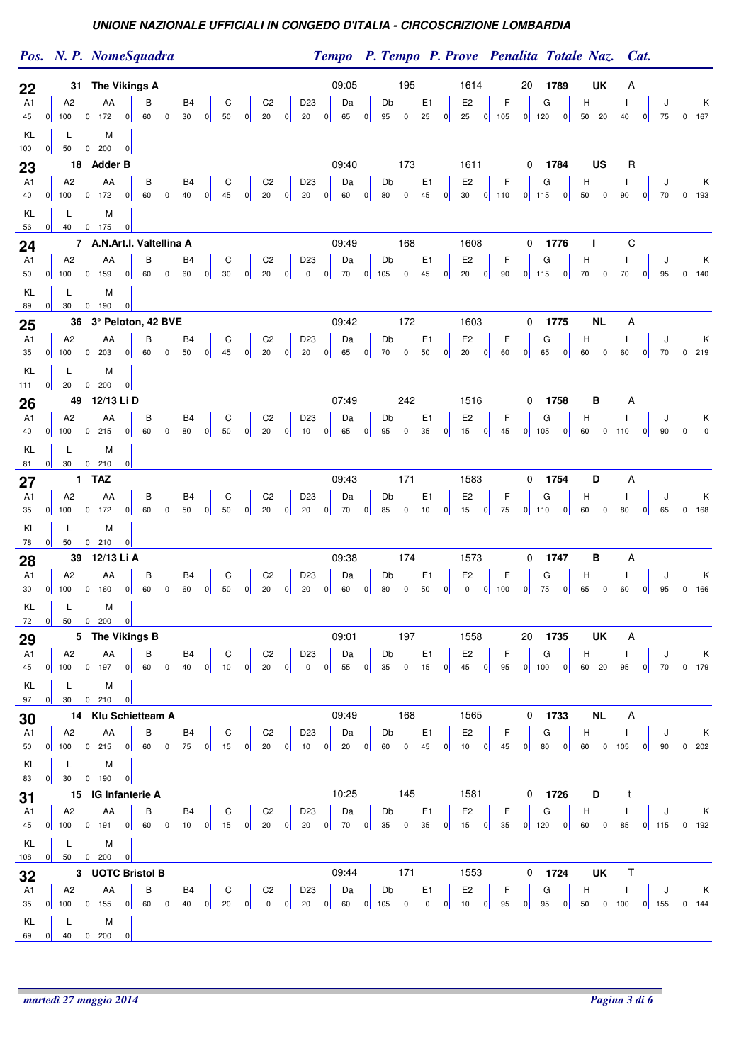**UNIONE NAZIONALE UFFICIALI IN CONGEDO D'ITALIA - CIRCOSCRIZIONE LOMBARDIA**

| Pos. | N. P. | NomeSquadra | Tempo | P. Tempo | P. Prove | Penalita | Totale | Naz. | Cat. |
|---|---|---|---|---|---|---|---|---|---|
| 22 | 31 | The Vikings A | 09:05 | 195 | 1614 | 20 | 1789 | UK | A |
| 23 | 18 | Adder B | 09:40 | 173 | 1611 | 0 | 1784 | US | R |
| 24 | 7 | A.N.Art.I. Valtellina A | 09:49 | 168 | 1608 | 0 | 1776 | I | C |
| 25 | 36 | 3° Peloton, 42 BVE | 09:42 | 172 | 1603 | 0 | 1775 | NL | A |
| 26 | 49 | 12/13 Li D | 07:49 | 242 | 1516 | 0 | 1758 | B | A |
| 27 | 1 | TAZ | 09:43 | 171 | 1583 | 0 | 1754 | D | A |
| 28 | 39 | 12/13 Li A | 09:38 | 174 | 1573 | 0 | 1747 | B | A |
| 29 | 5 | The Vikings B | 09:01 | 197 | 1558 | 20 | 1735 | UK | A |
| 30 | 14 | Klu Schietteam A | 09:49 | 168 | 1565 | 0 | 1733 | NL | A |
| 31 | 15 | IG Infanterie A | 10:25 | 145 | 1581 | 0 | 1726 | D | t |
| 32 | 3 | UOTC Bristol B | 09:44 | 171 | 1553 | 0 | 1724 | UK | T |

Punteggi e penalità per prova:

| Pos. | A1 | A2 | AA | B | B4 | C | C2 | D23 | Da | Db | E1 | E2 | F | G | H | I | J | K | KL | L | M |
|---|---|---|---|---|---|---|---|---|---|---|---|---|---|---|---|---|---|---|---|---|---|
| 22 | 45 / 0 | 100 / 0 | 172 / 0 | 60 / 0 | 30 / 0 | 50 / 0 | 20 / 0 | 20 / 0 | 65 / 0 | 95 / 0 | 25 / 0 | 25 / 0 | 105 / 0 | 120 / 0 | 50 / 20 | 40 / 0 | 75 / 0 | 167 | 100 / 0 | 50 / 0 | 200 / 0 |
| 23 | 40 / 0 | 100 / 0 | 172 / 0 | 60 / 0 | 40 / 0 | 45 / 0 | 20 / 0 | 20 / 0 | 60 / 0 | 80 / 0 | 45 / 0 | 30 / 0 | 110 / 0 | 115 / 0 | 50 / 0 | 90 / 0 | 70 / 0 | 193 | 56 / 0 | 40 / 0 | 175 / 0 |
| 24 | 50 / 0 | 100 / 0 | 159 / 0 | 60 / 0 | 60 / 0 | 30 / 0 | 20 / 0 | 0 / 0 | 70 / 0 | 105 / 0 | 45 / 0 | 20 / 0 | 90 / 0 | 115 / 0 | 70 / 0 | 70 / 0 | 95 / 0 | 140 | 89 / 0 | 30 / 0 | 190 / 0 |
| 25 | 35 / 0 | 100 / 0 | 203 / 0 | 60 / 0 | 50 / 0 | 45 / 0 | 20 / 0 | 20 / 0 | 65 / 0 | 70 / 0 | 50 / 0 | 20 / 0 | 60 / 0 | 65 / 0 | 60 / 0 | 60 / 0 | 70 / 0 | 219 | 111 / 0 | 20 / 0 | 200 / 0 |
| 26 | 40 / 0 | 100 / 0 | 215 / 0 | 60 / 0 | 80 / 0 | 50 / 0 | 20 / 0 | 10 / 0 | 65 / 0 | 95 / 0 | 35 / 0 | 15 / 0 | 45 / 0 | 105 / 0 | 60 / 0 | 110 / 0 | 90 / 0 | 0 | 81 / 0 | 30 / 0 | 210 / 0 |
| 27 | 35 / 0 | 100 / 0 | 172 / 0 | 60 / 0 | 50 / 0 | 50 / 0 | 20 / 0 | 20 / 0 | 70 / 0 | 85 / 0 | 10 / 0 | 15 / 0 | 75 / 0 | 110 / 0 | 60 / 0 | 80 / 0 | 65 / 0 | 168 | 78 / 0 | 50 / 0 | 210 / 0 |
| 28 | 30 / 0 | 100 / 0 | 160 / 0 | 60 / 0 | 60 / 0 | 50 / 0 | 20 / 0 | 20 / 0 | 60 / 0 | 80 / 0 | 50 / 0 | 0 / 0 | 100 / 0 | 75 / 0 | 65 / 0 | 60 / 0 | 95 / 0 | 166 | 72 / 0 | 50 / 0 | 200 / 0 |
| 29 | 45 / 0 | 100 / 0 | 197 / 0 | 60 / 0 | 40 / 0 | 10 / 0 | 20 / 0 | 0 / 0 | 55 / 0 | 35 / 0 | 15 / 0 | 45 / 0 | 95 / 0 | 100 / 0 | 60 / 20 | 95 / 0 | 70 / 0 | 179 | 97 / 0 | 30 / 0 | 210 / 0 |
| 30 | 50 / 0 | 100 / 0 | 215 / 0 | 60 / 0 | 75 / 0 | 15 / 0 | 20 / 0 | 10 / 0 | 20 / 0 | 60 / 0 | 45 / 0 | 10 / 0 | 45 / 0 | 80 / 0 | 60 / 0 | 105 / 0 | 90 / 0 | 202 | 83 / 0 | 30 / 0 | 190 / 0 |
| 31 | 45 / 0 | 100 / 0 | 191 / 0 | 60 / 0 | 10 / 0 | 15 / 0 | 20 / 0 | 20 / 0 | 70 / 0 | 35 / 0 | 35 / 0 | 15 / 0 | 35 / 0 | 120 / 0 | 60 / 0 | 85 / 0 | 115 / 0 | 192 | 108 / 0 | 50 / 0 | 200 / 0 |
| 32 | 35 / 0 | 100 / 0 | 155 / 0 | 60 / 0 | 40 / 0 | 20 / 0 | 0 / 0 | 20 / 0 | 60 / 0 | 105 / 0 | 0 / 0 | 10 / 0 | 95 / 0 | 95 / 0 | 50 / 0 | 100 / 0 | 155 / 0 | 144 | 69 / 0 | 40 / 0 | 200 / 0 |

*martedì 27 maggio 2014*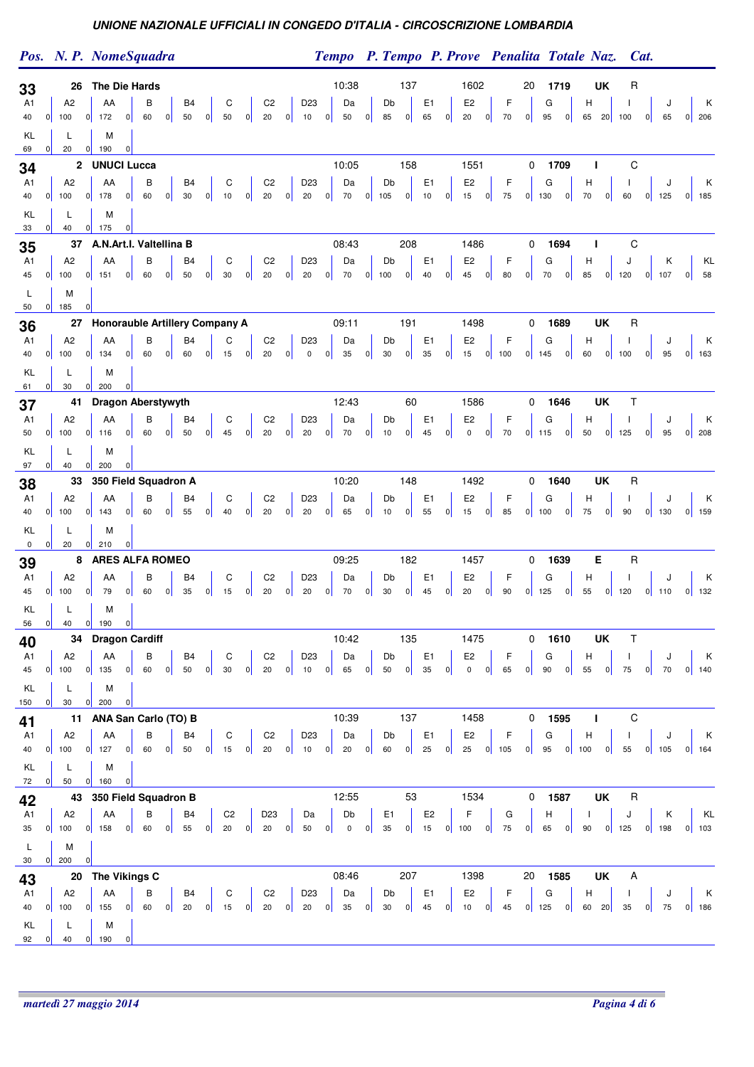## UNIONE NAZIONALE UFFICIALI IN CONGEDO D'ITALIA - CIRCOSCRIZIONE LOMBARDIA

| Pos. | N. P. | NomeSquadra | Tempo | P. Tempo | P. Prove | Penalita | Totale | Naz. | Cat. |
|---|---|---|---|---|---|---|---|---|---|
| 33 | 26 | The Die Hards | 10:38 | 137 | 1602 | 20 | 1719 | UK | R |

| A1 | A2 | AA | B | B4 | C | C2 | D23 | Da | Db | E1 | E2 | F | G | H | I | J | K | KL | L | M |
|---|---|---|---|---|---|---|---|---|---|---|---|---|---|---|---|---|---|---|---|---|
| 40 | 100 | 172 | 60 | 50 | 50 | 20 | 10 | 50 | 85 | 65 | 20 | 70 | 95 | 65 | 100 | 65 | 206 | 69 | 20 | 190 |
| 0 | 0 | 0 | 0 | 0 | 0 | 0 | 0 | 0 | 0 | 0 | 0 | 0 | 0 | 20 | 0 | 0 | | 0 | 0 | 0 |

| Pos. | N. P. | NomeSquadra | Tempo | P. Tempo | P. Prove | Penalita | Totale | Naz. | Cat. |
|---|---|---|---|---|---|---|---|---|---|
| 34 | 2 | UNUCI Lucca | 10:05 | 158 | 1551 | 0 | 1709 | I | C |

| A1 | A2 | AA | B | B4 | C | C2 | D23 | Da | Db | E1 | E2 | F | G | H | I | J | K | KL | L | M |
|---|---|---|---|---|---|---|---|---|---|---|---|---|---|---|---|---|---|---|---|---|
| 40 | 100 | 178 | 60 | 30 | 10 | 20 | 20 | 70 | 105 | 10 | 15 | 75 | 130 | 70 | 60 | 125 | 185 | 33 | 40 | 175 |
| 0 | 0 | 0 | 0 | 0 | 0 | 0 | 0 | 0 | 0 | 0 | 0 | 0 | 0 | 0 | 0 | 0 | | 0 | 0 | 0 |

| Pos. | N. P. | NomeSquadra | Tempo | P. Tempo | P. Prove | Penalita | Totale | Naz. | Cat. |
|---|---|---|---|---|---|---|---|---|---|
| 35 | 37 | A.N.Art.I. Valtellina B | 08:43 | 208 | 1486 | 0 | 1694 | I | C |

| A1 | A2 | AA | B | B4 | C | C2 | D23 | Da | Db | E1 | E2 | F | G | H | J | K | KL | L | M |
|---|---|---|---|---|---|---|---|---|---|---|---|---|---|---|---|---|---|---|---|
| 45 | 100 | 151 | 60 | 50 | 30 | 20 | 20 | 70 | 100 | 40 | 45 | 80 | 70 | 85 | 120 | 107 | 58 | 50 | 185 |
| 0 | 0 | 0 | 0 | 0 | 0 | 0 | 0 | 0 | 0 | 0 | 0 | 0 | 0 | 0 | 0 | 0 | | 0 | 0 |

| Pos. | N. P. | NomeSquadra | Tempo | P. Tempo | P. Prove | Penalita | Totale | Naz. | Cat. |
|---|---|---|---|---|---|---|---|---|---|
| 36 | 27 | Honorauble Artillery Company A | 09:11 | 191 | 1498 | 0 | 1689 | UK | R |

| A1 | A2 | AA | B | B4 | C | C2 | D23 | Da | Db | E1 | E2 | F | G | H | I | J | K | KL | L | M |
|---|---|---|---|---|---|---|---|---|---|---|---|---|---|---|---|---|---|---|---|---|
| 40 | 100 | 134 | 60 | 60 | 15 | 20 | 0 | 35 | 30 | 35 | 15 | 100 | 145 | 60 | 100 | 95 | 163 | 61 | 30 | 200 |
| 0 | 0 | 0 | 0 | 0 | 0 | 0 | 0 | 0 | 0 | 0 | 0 | 0 | 0 | 0 | 0 | 0 | | 0 | 0 | 0 |

| Pos. | N. P. | NomeSquadra | Tempo | P. Tempo | P. Prove | Penalita | Totale | Naz. | Cat. |
|---|---|---|---|---|---|---|---|---|---|
| 37 | 41 | Dragon Aberstywyth | 12:43 | 60 | 1586 | 0 | 1646 | UK | T |

| A1 | A2 | AA | B | B4 | C | C2 | D23 | Da | Db | E1 | E2 | F | G | H | I | J | K | KL | L | M |
|---|---|---|---|---|---|---|---|---|---|---|---|---|---|---|---|---|---|---|---|---|
| 50 | 100 | 116 | 60 | 50 | 45 | 20 | 20 | 70 | 10 | 45 | 0 | 70 | 115 | 50 | 125 | 95 | 208 | 97 | 40 | 200 |
| 0 | 0 | 0 | 0 | 0 | 0 | 0 | 0 | 0 | 0 | 0 | 0 | 0 | 0 | 0 | 0 | 0 | | 0 | 0 | 0 |

| Pos. | N. P. | NomeSquadra | Tempo | P. Tempo | P. Prove | Penalita | Totale | Naz. | Cat. |
|---|---|---|---|---|---|---|---|---|---|
| 38 | 33 | 350 Field Squadron A | 10:20 | 148 | 1492 | 0 | 1640 | UK | R |

| A1 | A2 | AA | B | B4 | C | C2 | D23 | Da | Db | E1 | E2 | F | G | H | I | J | K | KL | L | M |
|---|---|---|---|---|---|---|---|---|---|---|---|---|---|---|---|---|---|---|---|---|
| 40 | 100 | 143 | 60 | 55 | 40 | 20 | 20 | 65 | 10 | 55 | 15 | 85 | 100 | 75 | 90 | 130 | 159 | 0 | 20 | 210 |
| 0 | 0 | 0 | 0 | 0 | 0 | 0 | 0 | 0 | 0 | 0 | 0 | 0 | 0 | 0 | 0 | 0 | | 0 | 0 | 0 |

| Pos. | N. P. | NomeSquadra | Tempo | P. Tempo | P. Prove | Penalita | Totale | Naz. | Cat. |
|---|---|---|---|---|---|---|---|---|---|
| 39 | 8 | ARES ALFA ROMEO | 09:25 | 182 | 1457 | 0 | 1639 | E | R |

| A1 | A2 | AA | B | B4 | C | C2 | D23 | Da | Db | E1 | E2 | F | G | H | I | J | K | KL | L | M |
|---|---|---|---|---|---|---|---|---|---|---|---|---|---|---|---|---|---|---|---|---|
| 45 | 100 | 79 | 60 | 35 | 15 | 20 | 20 | 70 | 30 | 45 | 20 | 90 | 125 | 55 | 120 | 110 | 132 | 56 | 40 | 190 |
| 0 | 0 | 0 | 0 | 0 | 0 | 0 | 0 | 0 | 0 | 0 | 0 | 0 | 0 | 0 | 0 | 0 | | 0 | 0 | 0 |

| Pos. | N. P. | NomeSquadra | Tempo | P. Tempo | P. Prove | Penalita | Totale | Naz. | Cat. |
|---|---|---|---|---|---|---|---|---|---|
| 40 | 34 | Dragon Cardiff | 10:42 | 135 | 1475 | 0 | 1610 | UK | T |

| A1 | A2 | AA | B | B4 | C | C2 | D23 | Da | Db | E1 | E2 | F | G | H | I | J | K | KL | L | M |
|---|---|---|---|---|---|---|---|---|---|---|---|---|---|---|---|---|---|---|---|---|
| 45 | 100 | 135 | 60 | 50 | 30 | 20 | 10 | 65 | 50 | 35 | 0 | 65 | 90 | 55 | 75 | 70 | 140 | 150 | 30 | 200 |
| 0 | 0 | 0 | 0 | 0 | 0 | 0 | 0 | 0 | 0 | 0 | 0 | 0 | 0 | 0 | 0 | 0 | | 0 | 0 | 0 |

| Pos. | N. P. | NomeSquadra | Tempo | P. Tempo | P. Prove | Penalita | Totale | Naz. | Cat. |
|---|---|---|---|---|---|---|---|---|---|
| 41 | 11 | ANA San Carlo (TO) B | 10:39 | 137 | 1458 | 0 | 1595 | I | C |

| A1 | A2 | AA | B | B4 | C | C2 | D23 | Da | Db | E1 | E2 | F | G | H | I | J | K | KL | L | M |
|---|---|---|---|---|---|---|---|---|---|---|---|---|---|---|---|---|---|---|---|---|
| 40 | 100 | 127 | 60 | 50 | 15 | 20 | 10 | 20 | 60 | 25 | 25 | 105 | 95 | 100 | 55 | 105 | 164 | 72 | 50 | 160 |
| 0 | 0 | 0 | 0 | 0 | 0 | 0 | 0 | 0 | 0 | 0 | 0 | 0 | 0 | 0 | 0 | 0 | | 0 | 0 | 0 |

| Pos. | N. P. | NomeSquadra | Tempo | P. Tempo | P. Prove | Penalita | Totale | Naz. | Cat. |
|---|---|---|---|---|---|---|---|---|---|
| 42 | 43 | 350 Field Squadron B | 12:55 | 53 | 1534 | 0 | 1587 | UK | R |

| A1 | A2 | AA | B | B4 | C2 | D23 | Da | Db | E1 | E2 | F | G | H | I | J | K | KL | L | M |
|---|---|---|---|---|---|---|---|---|---|---|---|---|---|---|---|---|---|---|---|
| 35 | 100 | 158 | 60 | 55 | 20 | 20 | 50 | 0 | 35 | 15 | 100 | 75 | 65 | 90 | 125 | 198 | 103 | 30 | 200 |
| 0 | 0 | 0 | 0 | 0 | 0 | 0 | 0 | 0 | 0 | 0 | 0 | 0 | 0 | 0 | 0 | 0 | | 0 | 0 |

| Pos. | N. P. | NomeSquadra | Tempo | P. Tempo | P. Prove | Penalita | Totale | Naz. | Cat. |
|---|---|---|---|---|---|---|---|---|---|
| 43 | 20 | The Vikings C | 08:46 | 207 | 1398 | 20 | 1585 | UK | A |

| A1 | A2 | AA | B | B4 | C | C2 | D23 | Da | Db | E1 | E2 | F | G | H | I | J | K | KL | L | M |
|---|---|---|---|---|---|---|---|---|---|---|---|---|---|---|---|---|---|---|---|---|
| 40 | 100 | 155 | 60 | 20 | 15 | 20 | 20 | 35 | 30 | 45 | 10 | 45 | 125 | 60 | 35 | 75 | 186 | 92 | 40 | 190 |
| 0 | 0 | 0 | 0 | 0 | 0 | 0 | 0 | 0 | 0 | 0 | 0 | 0 | 0 | 20 | 0 | 0 | | 0 | 0 | 0 |

*martedì 27 maggio 2014*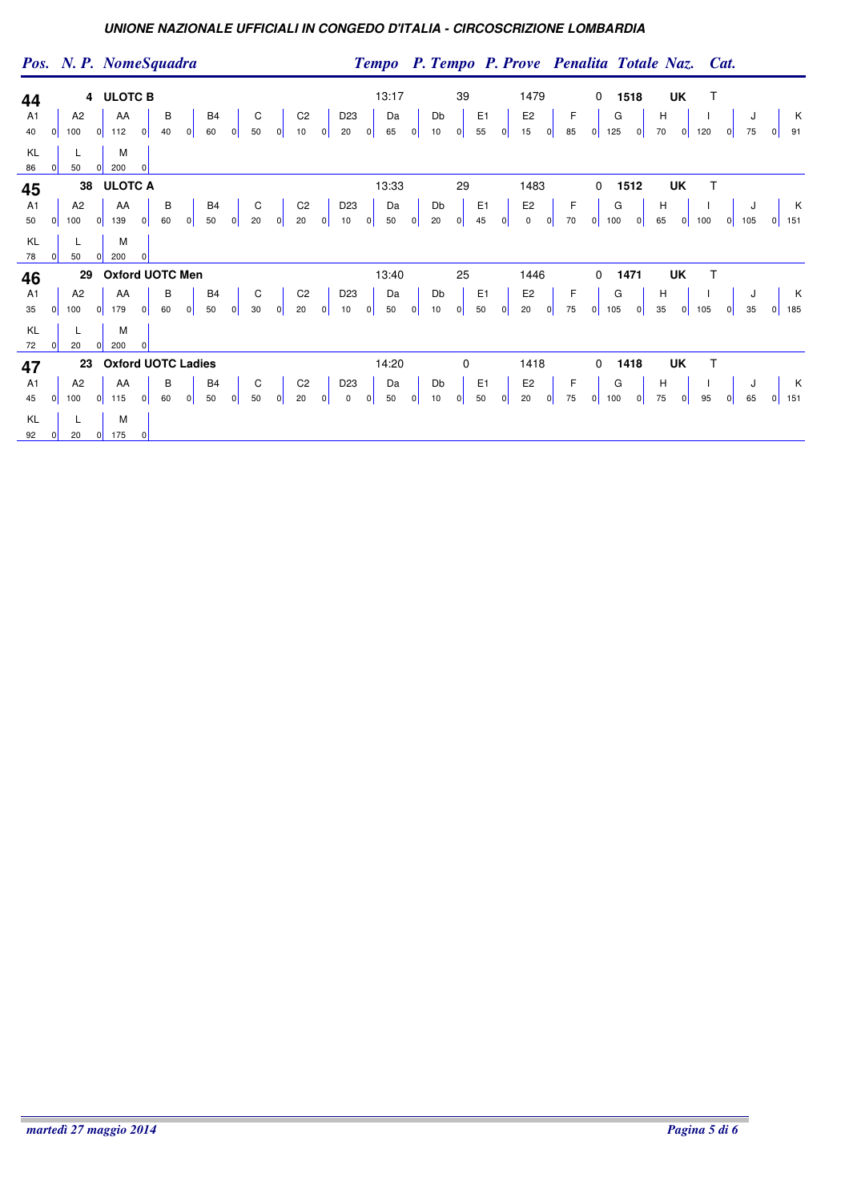### UNIONE NAZIONALE UFFICIALI IN CONGEDO D'ITALIA - CIRCOSCRIZIONE LOMBARDIA

| Pos. | N. P. | NomeSquadra | Tempo | P. Tempo | P. Prove | Penalita | Totale | Naz. | Cat. |
|---|---|---|---|---|---|---|---|---|---|
| 44 | 4 | ULOTC B | 13:17 | 39 | 1479 | 0 | 1518 | UK | T |
| 45 | 38 | ULOTC A | 13:33 | 29 | 1483 | 0 | 1512 | UK | T |
| 46 | 29 | Oxford UOTC Men | 13:40 | 25 | 1446 | 0 | 1471 | UK | T |
| 47 | 23 | Oxford UOTC Ladies | 14:20 | 0 | 1418 | 0 | 1418 | UK | T |

**44 – ULOTC B**

| A1 | A2 | AA | B | B4 | C | C2 | D23 | Da | Db | E1 | E2 | F | G | H | I | J | K | KL | L | M |
|---|---|---|---|---|---|---|---|---|---|---|---|---|---|---|---|---|---|---|---|---|
| 40 0 | 100 0 | 112 0 | 40 0 | 60 0 | 50 0 | 10 0 | 20 0 | 65 0 | 10 0 | 55 0 | 15 0 | 85 0 | 125 0 | 70 0 | 120 0 | 75 0 | 91 | 86 0 | 50 0 | 200 0 |

**45 – ULOTC A**

| A1 | A2 | AA | B | B4 | C | C2 | D23 | Da | Db | E1 | E2 | F | G | H | I | J | K | KL | L | M |
|---|---|---|---|---|---|---|---|---|---|---|---|---|---|---|---|---|---|---|---|---|
| 50 0 | 100 0 | 139 0 | 60 0 | 50 0 | 20 0 | 20 0 | 10 0 | 50 0 | 20 0 | 45 0 | 0 0 | 70 0 | 100 0 | 65 0 | 100 0 | 105 0 | 151 | 78 0 | 50 0 | 200 0 |

**46 – Oxford UOTC Men**

| A1 | A2 | AA | B | B4 | C | C2 | D23 | Da | Db | E1 | E2 | F | G | H | I | J | K | KL | L | M |
|---|---|---|---|---|---|---|---|---|---|---|---|---|---|---|---|---|---|---|---|---|
| 35 0 | 100 0 | 179 0 | 60 0 | 50 0 | 30 0 | 20 0 | 10 0 | 50 0 | 10 0 | 50 0 | 20 0 | 75 0 | 105 0 | 35 0 | 105 0 | 35 0 | 185 | 72 0 | 20 0 | 200 0 |

**47 – Oxford UOTC Ladies**

| A1 | A2 | AA | B | B4 | C | C2 | D23 | Da | Db | E1 | E2 | F | G | H | I | J | K | KL | L | M |
|---|---|---|---|---|---|---|---|---|---|---|---|---|---|---|---|---|---|---|---|---|
| 45 0 | 100 0 | 115 0 | 60 0 | 50 0 | 50 0 | 20 0 | 0 0 | 50 0 | 10 0 | 50 0 | 20 0 | 75 0 | 100 0 | 75 0 | 95 0 | 65 0 | 151 | 92 0 | 20 0 | 175 0 |

*martedì 27 maggio 2014*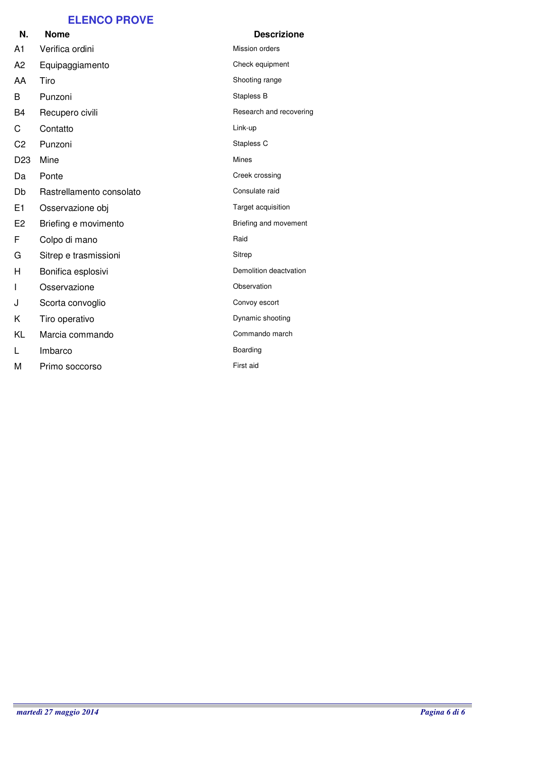## ELENCO PROVE

| N. | Nome | Descrizione |
|---|---|---|
| A1 | Verifica ordini | Mission orders |
| A2 | Equipaggiamento | Check equipment |
| AA | Tiro | Shooting range |
| B | Punzoni | Stapless B |
| B4 | Recupero civili | Research and recovering |
| C | Contatto | Link-up |
| C2 | Punzoni | Stapless C |
| D23 | Mine | Mines |
| Da | Ponte | Creek crossing |
| Db | Rastrellamento consolato | Consulate raid |
| E1 | Osservazione obj | Target acquisition |
| E2 | Briefing e movimento | Briefing and movement |
| F | Colpo di mano | Raid |
| G | Sitrep e trasmissioni | Sitrep |
| H | Bonifica esplosivi | Demolition deactvation |
| I | Osservazione | Observation |
| J | Scorta convoglio | Convoy escort |
| K | Tiro operativo | Dynamic shooting |
| KL | Marcia commando | Commando march |
| L | Imbarco | Boarding |
| M | Primo soccorso | First aid |